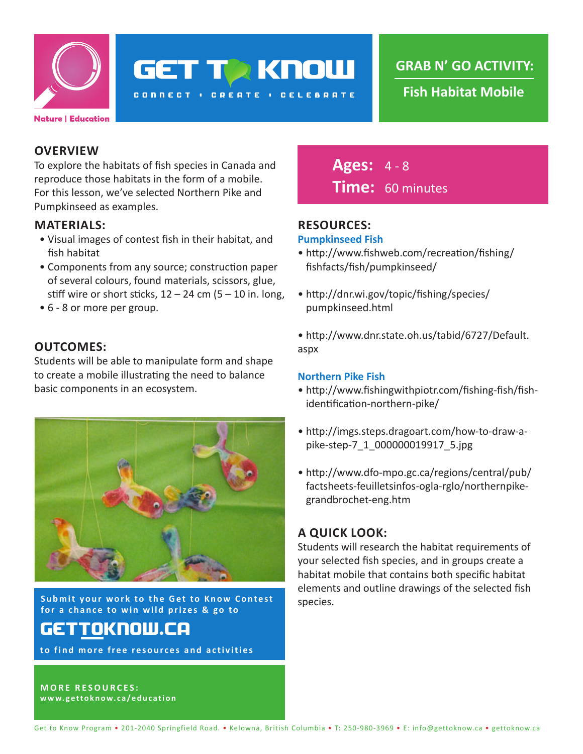GET TO KNOW

CONNECT • CREATE • CELEBRATE

Nature | Education

GRAB N' GO ACTIVITY:

Fish Habitat Mobile

## OVERVIEW

To explore the habitats of fish species in Canada and reproduce those habitats in the form of a mobile. For this lesson, we've selected Northern Pike and Pumpkinseed as examples.

## MATERIALS:

- Visual images of contest fish in their habitat, and fish habitat
- Components from any source; construction paper of several colours, found materials, scissors, glue, stiff wire or short sticks, 12 – 24 cm (5 – 10 in. long,
- 6 - 8 or more per group.

## OUTCOMES:

Students will be able to manipulate form and shape to create a mobile illustrating the need to balance basic components in an ecosystem.

Submit your work to the Get to Know Contest for a chance to win wild prizes & go to

**GETTOKNOW.CA**

to find more free resources and activities

**MORE RESOURCES:**
www.gettoknow.ca/education

**Ages:** 4 - 8
**Time:** 60 minutes

## RESOURCES:

### Pumpkinseed Fish

- http://www.fishweb.com/recreation/fishing/fishfacts/fish/pumpkinseed/
- http://dnr.wi.gov/topic/fishing/species/pumpkinseed.html
- http://www.dnr.state.oh.us/tabid/6727/Default.aspx

### Northern Pike Fish

- http://www.fishingwithpiotr.com/fishing-fish/fish-identification-northern-pike/
- http://imgs.steps.dragoart.com/how-to-draw-a-pike-step-7_1_000000019917_5.jpg
- http://www.dfo-mpo.gc.ca/regions/central/pub/factsheets-feuilletsinfos-ogla-rglo/northernpike-grandbrochet-eng.htm

## A QUICK LOOK:

Students will research the habitat requirements of your selected fish species, and in groups create a habitat mobile that contains both specific habitat elements and outline drawings of the selected fish species.

Get to Know Program • 201-2040 Springfield Road. • Kelowna, British Columbia • T: 250-980-3969 • E: info@gettoknow.ca • gettoknow.ca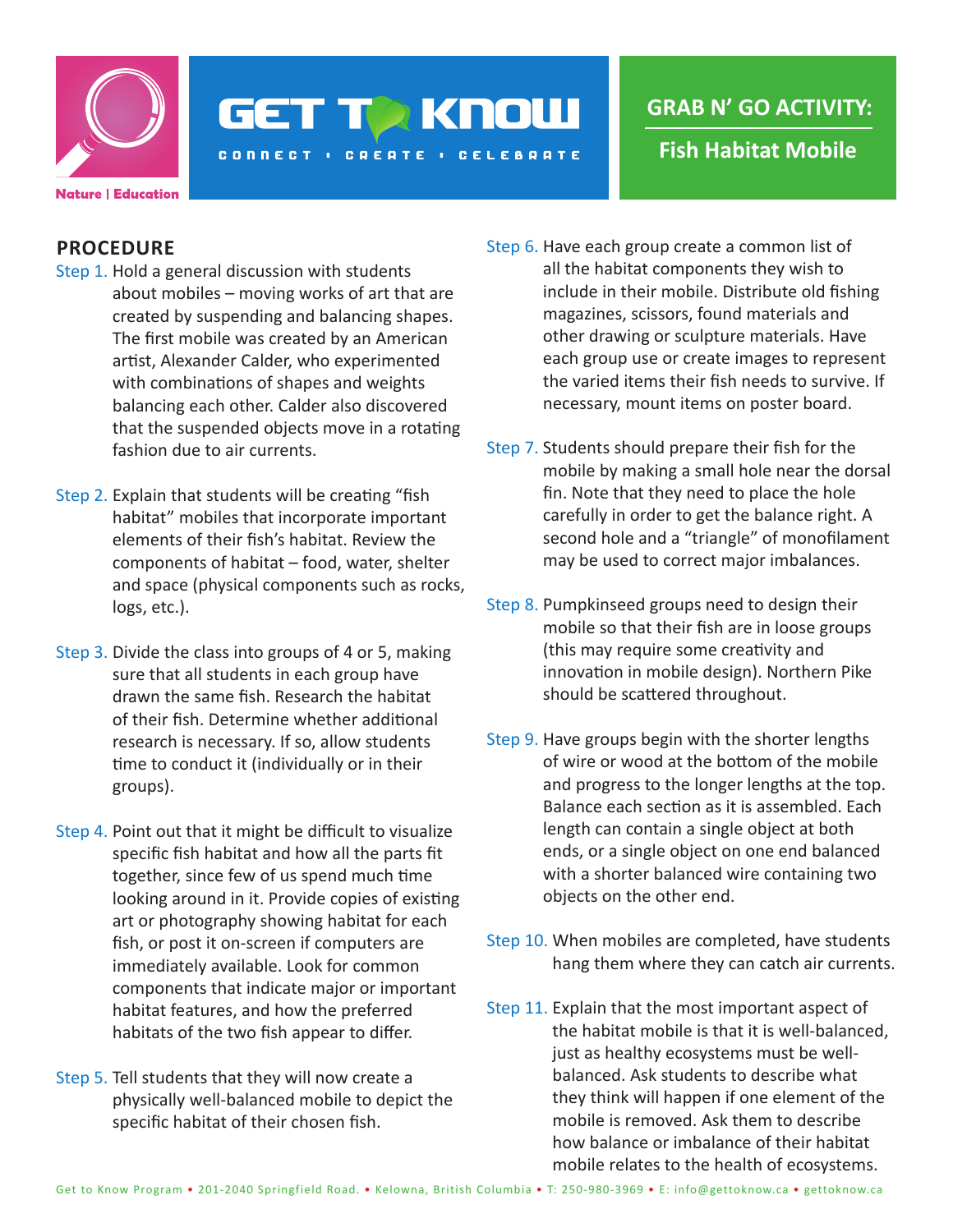GRAB N' GO ACTIVITY:

Fish Habitat Mobile

## PROCEDURE

Step 1. Hold a general discussion with students about mobiles – moving works of art that are created by suspending and balancing shapes. The first mobile was created by an American artist, Alexander Calder, who experimented with combinations of shapes and weights balancing each other. Calder also discovered that the suspended objects move in a rotating fashion due to air currents.

Step 2. Explain that students will be creating "fish habitat" mobiles that incorporate important elements of their fish's habitat. Review the components of habitat – food, water, shelter and space (physical components such as rocks, logs, etc.).

Step 3. Divide the class into groups of 4 or 5, making sure that all students in each group have drawn the same fish. Research the habitat of their fish. Determine whether additional research is necessary. If so, allow students time to conduct it (individually or in their groups).

Step 4. Point out that it might be difficult to visualize specific fish habitat and how all the parts fit together, since few of us spend much time looking around in it. Provide copies of existing art or photography showing habitat for each fish, or post it on-screen if computers are immediately available. Look for common components that indicate major or important habitat features, and how the preferred habitats of the two fish appear to differ.

Step 5. Tell students that they will now create a physically well-balanced mobile to depict the specific habitat of their chosen fish.

Step 6. Have each group create a common list of all the habitat components they wish to include in their mobile. Distribute old fishing magazines, scissors, found materials and other drawing or sculpture materials. Have each group use or create images to represent the varied items their fish needs to survive. If necessary, mount items on poster board.

Step 7. Students should prepare their fish for the mobile by making a small hole near the dorsal fin. Note that they need to place the hole carefully in order to get the balance right. A second hole and a "triangle" of monofilament may be used to correct major imbalances.

Step 8. Pumpkinseed groups need to design their mobile so that their fish are in loose groups (this may require some creativity and innovation in mobile design). Northern Pike should be scattered throughout.

Step 9. Have groups begin with the shorter lengths of wire or wood at the bottom of the mobile and progress to the longer lengths at the top. Balance each section as it is assembled. Each length can contain a single object at both ends, or a single object on one end balanced with a shorter balanced wire containing two objects on the other end.

Step 10. When mobiles are completed, have students hang them where they can catch air currents.

Step 11. Explain that the most important aspect of the habitat mobile is that it is well-balanced, just as healthy ecosystems must be well-balanced. Ask students to describe what they think will happen if one element of the mobile is removed. Ask them to describe how balance or imbalance of their habitat mobile relates to the health of ecosystems.